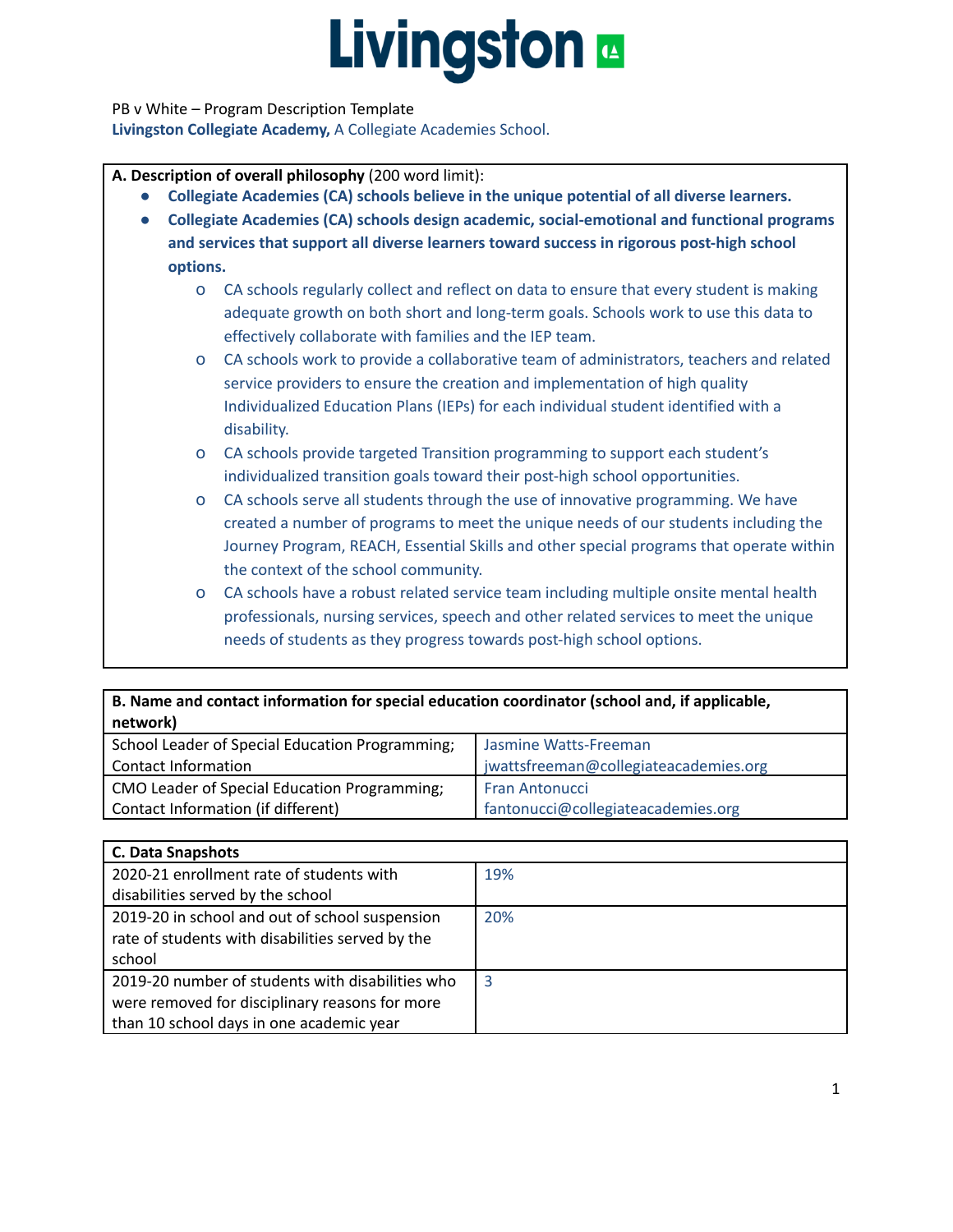# Livingston

PB v White – Program Description Template

**Livingston Collegiate Academy,** A Collegiate Academies School.

**A. Description of overall philosophy** (200 word limit):

- **Collegiate Academies (CA) schools believe in the unique potential of all diverse learners.**
- **Collegiate Academies (CA) schools design academic, social-emotional and functional programs and services that support all diverse learners toward success in rigorous post-high school options.**
    - CA schools regularly collect and reflect on data to ensure that every student is making adequate growth on both short and long-term goals. Schools work to use this data to effectively collaborate with families and the IEP team.
    - CA schools work to provide a collaborative team of administrators, teachers and related service providers to ensure the creation and implementation of high quality Individualized Education Plans (IEPs) for each individual student identified with a disability.
    - CA schools provide targeted Transition programming to support each student's individualized transition goals toward their post-high school opportunities.
    - CA schools serve all students through the use of innovative programming. We have created a number of programs to meet the unique needs of our students including the Journey Program, REACH, Essential Skills and other special programs that operate within the context of the school community.
    - CA schools have a robust related service team including multiple onsite mental health professionals, nursing services, speech and other related services to meet the unique needs of students as they progress towards post-high school options.

| **B. Name and contact information for special education coordinator (school and, if applicable, network)** | |
|---|---|
| School Leader of Special Education Programming; Contact Information | Jasmine Watts-Freeman jwattsfreeman@collegiateacademies.org |
| CMO Leader of Special Education Programming; Contact Information (if different) | Fran Antonucci fantonucci@collegiateacademies.org |

| **C. Data Snapshots** | |
|---|---|
| 2020-21 enrollment rate of students with disabilities served by the school | 19% |
| 2019-20 in school and out of school suspension rate of students with disabilities served by the school | 20% |
| 2019-20 number of students with disabilities who were removed for disciplinary reasons for more than 10 school days in one academic year | 3 |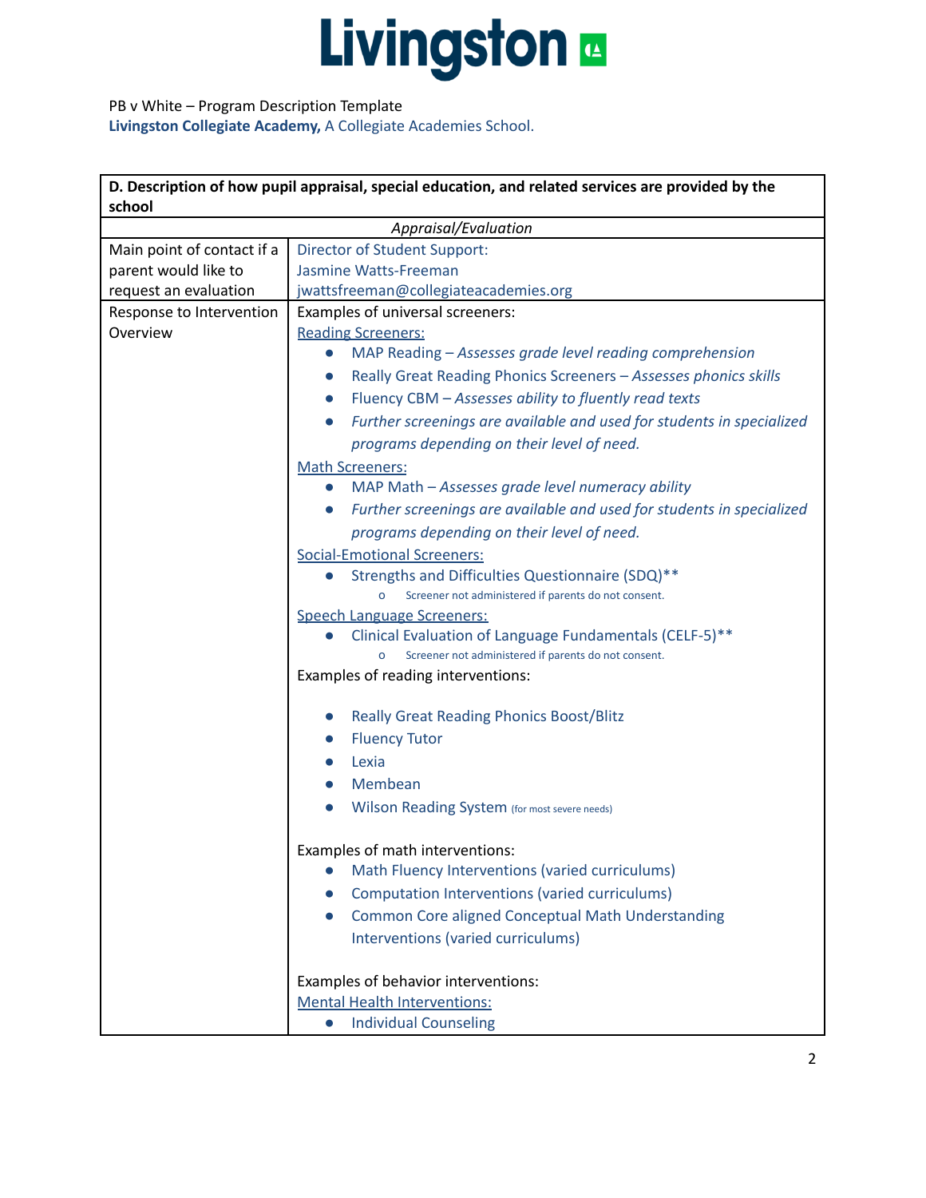PB v White – Program Description Template
**Livingston Collegiate Academy,** A Collegiate Academies School.

| **D. Description of how pupil appraisal, special education, and related services are provided by the school** | |
|---|---|
| *Appraisal/Evaluation* | |
| Main point of contact if a parent would like to request an evaluation | Director of Student Support: Jasmine Watts-Freeman jwattsfreeman@collegiateacademies.org |
| Response to Intervention Overview | Examples of universal screeners:<br>Reading Screeners:<br>• MAP Reading – *Assesses grade level reading comprehension*<br>• Really Great Reading Phonics Screeners – *Assesses phonics skills*<br>• Fluency CBM – *Assesses ability to fluently read texts*<br>• *Further screenings are available and used for students in specialized programs depending on their level of need.*<br>Math Screeners:<br>• MAP Math – *Assesses grade level numeracy ability*<br>• *Further screenings are available and used for students in specialized programs depending on their level of need.*<br>Social-Emotional Screeners:<br>• Strengths and Difficulties Questionnaire (SDQ)**<br>&nbsp;&nbsp;&nbsp;&nbsp;o Screener not administered if parents do not consent.<br>Speech Language Screeners:<br>• Clinical Evaluation of Language Fundamentals (CELF-5)**<br>&nbsp;&nbsp;&nbsp;&nbsp;o Screener not administered if parents do not consent.<br>Examples of reading interventions:<br>• Really Great Reading Phonics Boost/Blitz<br>• Fluency Tutor<br>• Lexia<br>• Membean<br>• Wilson Reading System (for most severe needs)<br><br>Examples of math interventions:<br>• Math Fluency Interventions (varied curriculums)<br>• Computation Interventions (varied curriculums)<br>• Common Core aligned Conceptual Math Understanding Interventions (varied curriculums)<br><br>Examples of behavior interventions:<br>Mental Health Interventions:<br>• Individual Counseling |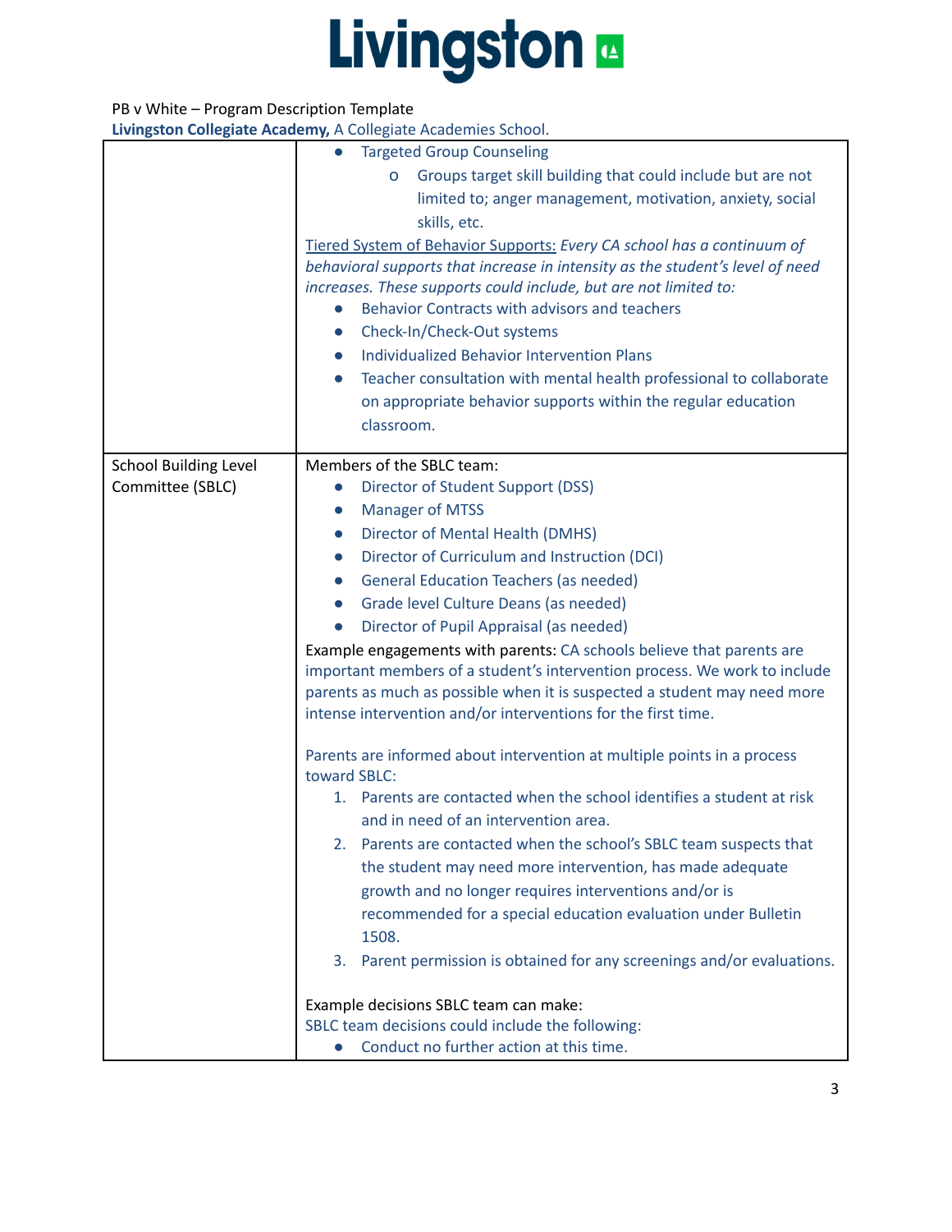PB v White – Program Description Template

**Livingston Collegiate Academy,** A Collegiate Academies School.

| | |
|---|---|
| | <ul><li>Targeted Group Counseling<ul><li>Groups target skill building that could include but are not limited to; anger management, motivation, anxiety, social skills, etc.</li></ul></li></ul>Tiered System of Behavior Supports: *Every CA school has a continuum of behavioral supports that increase in intensity as the student's level of need increases. These supports could include, but are not limited to:*<ul><li>Behavior Contracts with advisors and teachers</li><li>Check-In/Check-Out systems</li><li>Individualized Behavior Intervention Plans</li><li>Teacher consultation with mental health professional to collaborate on appropriate behavior supports within the regular education classroom.</li></ul> |
| School Building Level Committee (SBLC) | Members of the SBLC team:<ul><li>Director of Student Support (DSS)</li><li>Manager of MTSS</li><li>Director of Mental Health (DMHS)</li><li>Director of Curriculum and Instruction (DCI)</li><li>General Education Teachers (as needed)</li><li>Grade level Culture Deans (as needed)</li><li>Director of Pupil Appraisal (as needed)</li></ul>Example engagements with parents: CA schools believe that parents are important members of a student's intervention process. We work to include parents as much as possible when it is suspected a student may need more intense intervention and/or interventions for the first time.<br><br>Parents are informed about intervention at multiple points in a process toward SBLC:<ol><li>Parents are contacted when the school identifies a student at risk and in need of an intervention area.</li><li>Parents are contacted when the school's SBLC team suspects that the student may need more intervention, has made adequate growth and no longer requires interventions and/or is recommended for a special education evaluation under Bulletin 1508.</li><li>Parent permission is obtained for any screenings and/or evaluations.</li></ol><br>Example decisions SBLC team can make:<br>SBLC team decisions could include the following:<ul><li>Conduct no further action at this time.</li></ul> |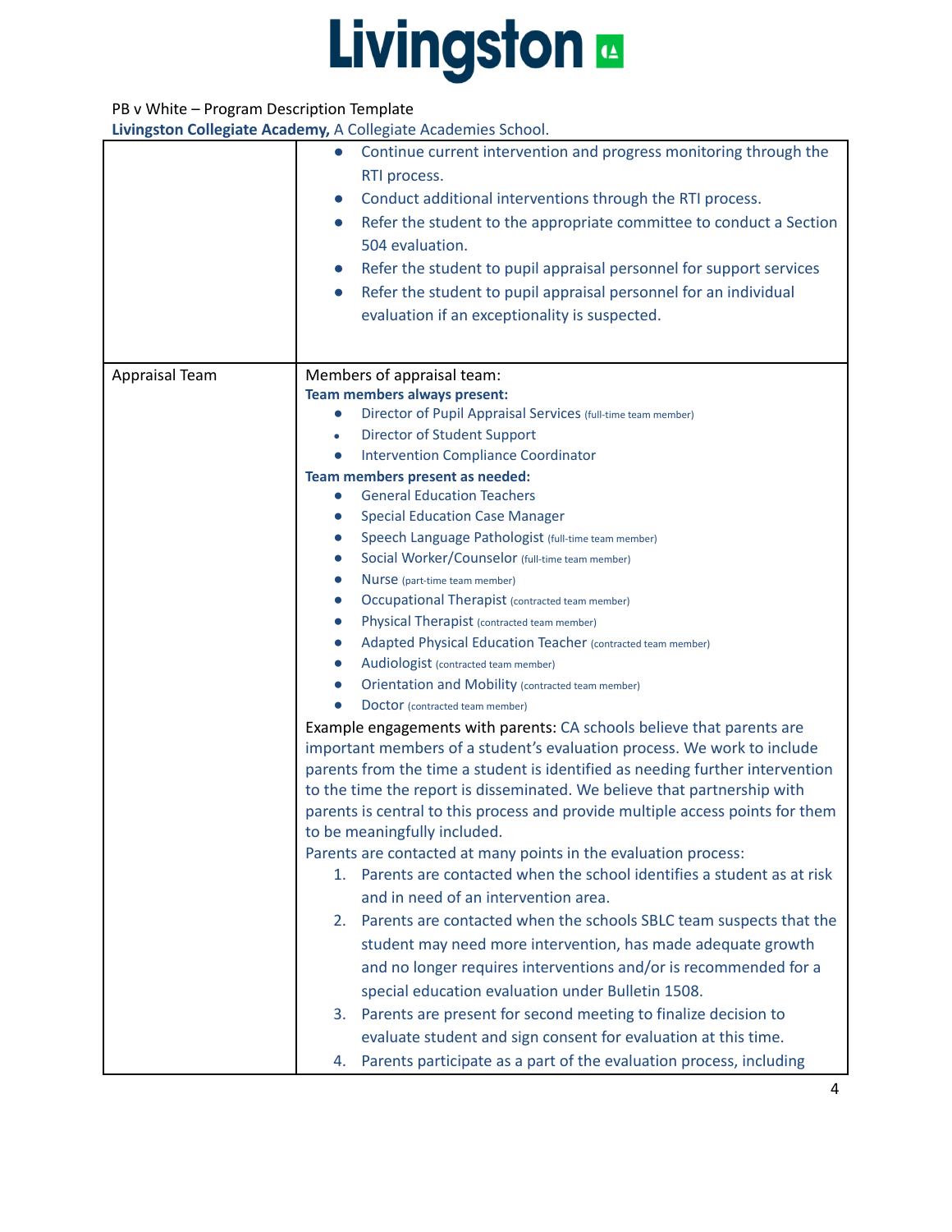PB v White – Program Description Template

**Livingston Collegiate Academy,** A Collegiate Academies School.

| | |
|---|---|
| | • Continue current intervention and progress monitoring through the RTI process.<br>• Conduct additional interventions through the RTI process.<br>• Refer the student to the appropriate committee to conduct a Section 504 evaluation.<br>• Refer the student to pupil appraisal personnel for support services<br>• Refer the student to pupil appraisal personnel for an individual evaluation if an exceptionality is suspected. |
| Appraisal Team | Members of appraisal team:<br>**Team members always present:**<br>• Director of Pupil Appraisal Services (full-time team member)<br>• Director of Student Support<br>• Intervention Compliance Coordinator<br>**Team members present as needed:**<br>• General Education Teachers<br>• Special Education Case Manager<br>• Speech Language Pathologist (full-time team member)<br>• Social Worker/Counselor (full-time team member)<br>• Nurse (part-time team member)<br>• Occupational Therapist (contracted team member)<br>• Physical Therapist (contracted team member)<br>• Adapted Physical Education Teacher (contracted team member)<br>• Audiologist (contracted team member)<br>• Orientation and Mobility (contracted team member)<br>• Doctor (contracted team member)<br>Example engagements with parents: CA schools believe that parents are important members of a student's evaluation process. We work to include parents from the time a student is identified as needing further intervention to the time the report is disseminated. We believe that partnership with parents is central to this process and provide multiple access points for them to be meaningfully included.<br>Parents are contacted at many points in the evaluation process:<br>1. Parents are contacted when the school identifies a student as at risk and in need of an intervention area.<br>2. Parents are contacted when the schools SBLC team suspects that the student may need more intervention, has made adequate growth and no longer requires interventions and/or is recommended for a special education evaluation under Bulletin 1508.<br>3. Parents are present for second meeting to finalize decision to evaluate student and sign consent for evaluation at this time.<br>4. Parents participate as a part of the evaluation process, including |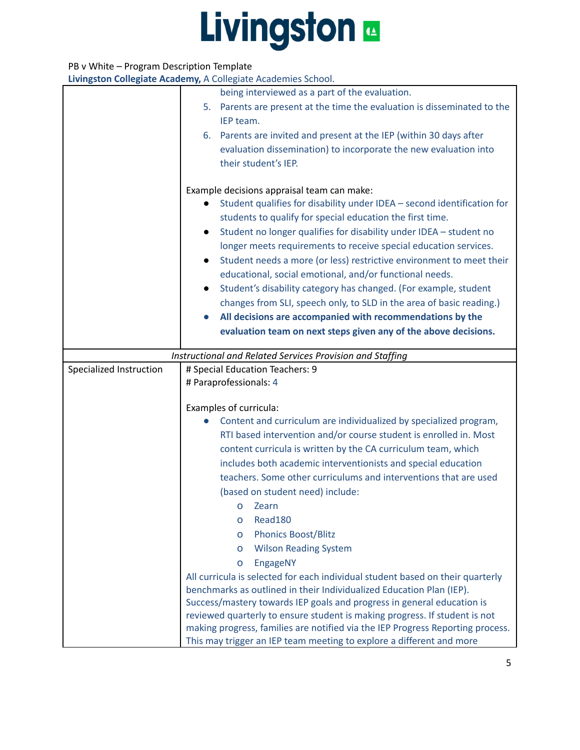PB v White – Program Description Template

**Livingston Collegiate Academy,** A Collegiate Academies School.

| | |
|---|---|
| | being interviewed as a part of the evaluation.<br>5. Parents are present at the time the evaluation is disseminated to the IEP team.<br>6. Parents are invited and present at the IEP (within 30 days after evaluation dissemination) to incorporate the new evaluation into their student's IEP.<br><br>Example decisions appraisal team can make:<br>• Student qualifies for disability under IDEA – second identification for students to qualify for special education the first time.<br>• Student no longer qualifies for disability under IDEA – student no longer meets requirements to receive special education services.<br>• Student needs a more (or less) restrictive environment to meet their educational, social emotional, and/or functional needs.<br>• Student's disability category has changed. (For example, student changes from SLI, speech only, to SLD in the area of basic reading.)<br>• **All decisions are accompanied with recommendations by the evaluation team on next steps given any of the above decisions.** |
| *Instructional and Related Services Provision and Staffing* | |
| Specialized Instruction | # Special Education Teachers: 9<br># Paraprofessionals: 4<br><br>Examples of curricula:<br>• Content and curriculum are individualized by specialized program, RTI based intervention and/or course student is enrolled in. Most content curricula is written by the CA curriculum team, which includes both academic interventionists and special education teachers. Some other curriculums and interventions that are used (based on student need) include:<br>&nbsp;&nbsp;&nbsp;&nbsp;o Zearn<br>&nbsp;&nbsp;&nbsp;&nbsp;o Read180<br>&nbsp;&nbsp;&nbsp;&nbsp;o Phonics Boost/Blitz<br>&nbsp;&nbsp;&nbsp;&nbsp;o Wilson Reading System<br>&nbsp;&nbsp;&nbsp;&nbsp;o EngageNY<br>All curricula is selected for each individual student based on their quarterly benchmarks as outlined in their Individualized Education Plan (IEP). Success/mastery towards IEP goals and progress in general education is reviewed quarterly to ensure student is making progress. If student is not making progress, families are notified via the IEP Progress Reporting process. This may trigger an IEP team meeting to explore a different and more |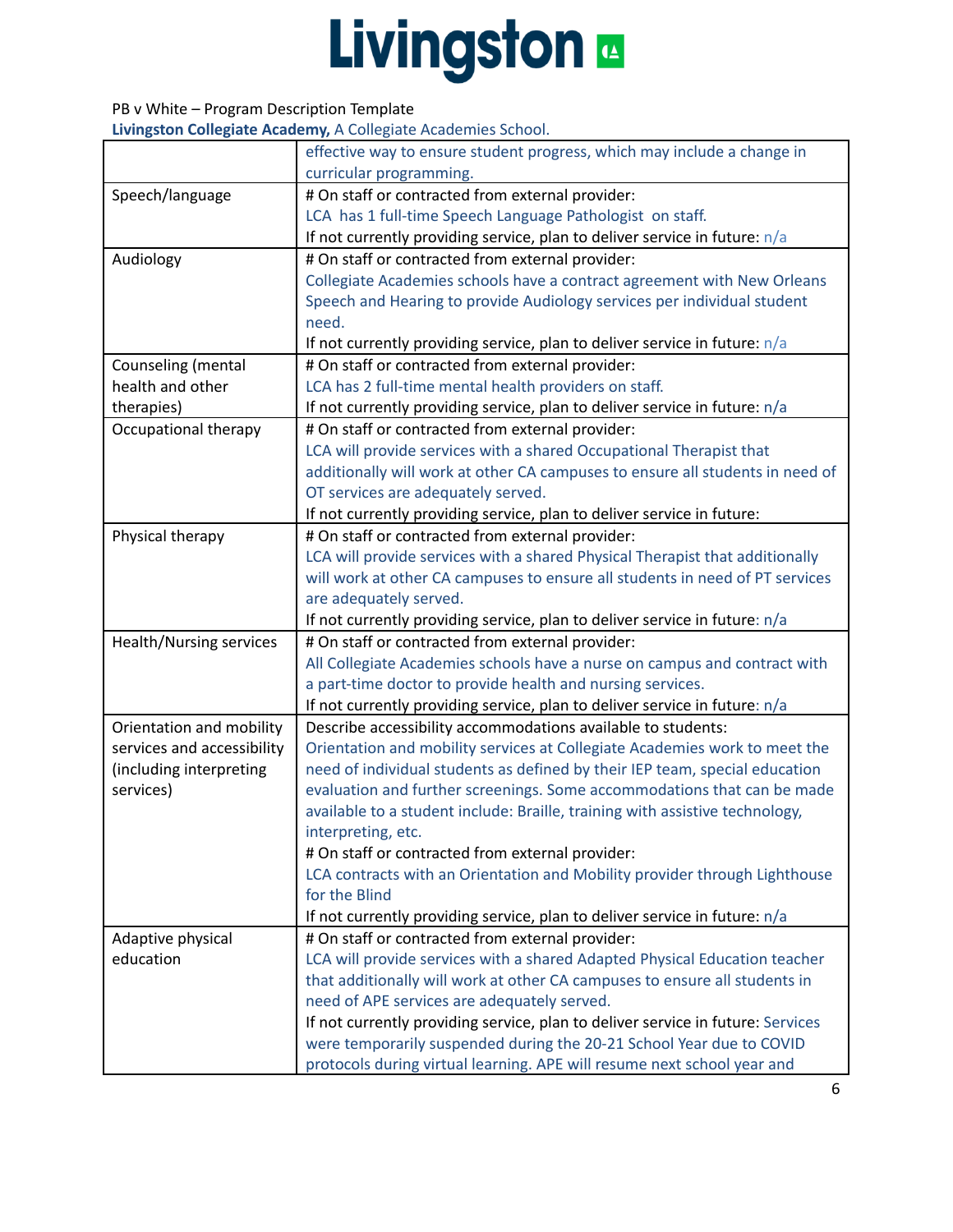PB v White – Program Description Template

**Livingston Collegiate Academy,** A Collegiate Academies School.

| | |
|---|---|
| | effective way to ensure student progress, which may include a change in curricular programming. |
| Speech/language | # On staff or contracted from external provider: LCA has 1 full-time Speech Language Pathologist on staff. If not currently providing service, plan to deliver service in future: n/a |
| Audiology | # On staff or contracted from external provider: Collegiate Academies schools have a contract agreement with New Orleans Speech and Hearing to provide Audiology services per individual student need. If not currently providing service, plan to deliver service in future: n/a |
| Counseling (mental health and other therapies) | # On staff or contracted from external provider: LCA has 2 full-time mental health providers on staff. If not currently providing service, plan to deliver service in future: n/a |
| Occupational therapy | # On staff or contracted from external provider: LCA will provide services with a shared Occupational Therapist that additionally will work at other CA campuses to ensure all students in need of OT services are adequately served. If not currently providing service, plan to deliver service in future: |
| Physical therapy | # On staff or contracted from external provider: LCA will provide services with a shared Physical Therapist that additionally will work at other CA campuses to ensure all students in need of PT services are adequately served. If not currently providing service, plan to deliver service in future: n/a |
| Health/Nursing services | # On staff or contracted from external provider: All Collegiate Academies schools have a nurse on campus and contract with a part-time doctor to provide health and nursing services. If not currently providing service, plan to deliver service in future: n/a |
| Orientation and mobility services and accessibility (including interpreting services) | Describe accessibility accommodations available to students: Orientation and mobility services at Collegiate Academies work to meet the need of individual students as defined by their IEP team, special education evaluation and further screenings. Some accommodations that can be made available to a student include: Braille, training with assistive technology, interpreting, etc. # On staff or contracted from external provider: LCA contracts with an Orientation and Mobility provider through Lighthouse for the Blind If not currently providing service, plan to deliver service in future: n/a |
| Adaptive physical education | # On staff or contracted from external provider: LCA will provide services with a shared Adapted Physical Education teacher that additionally will work at other CA campuses to ensure all students in need of APE services are adequately served. If not currently providing service, plan to deliver service in future: Services were temporarily suspended during the 20-21 School Year due to COVID protocols during virtual learning. APE will resume next school year and |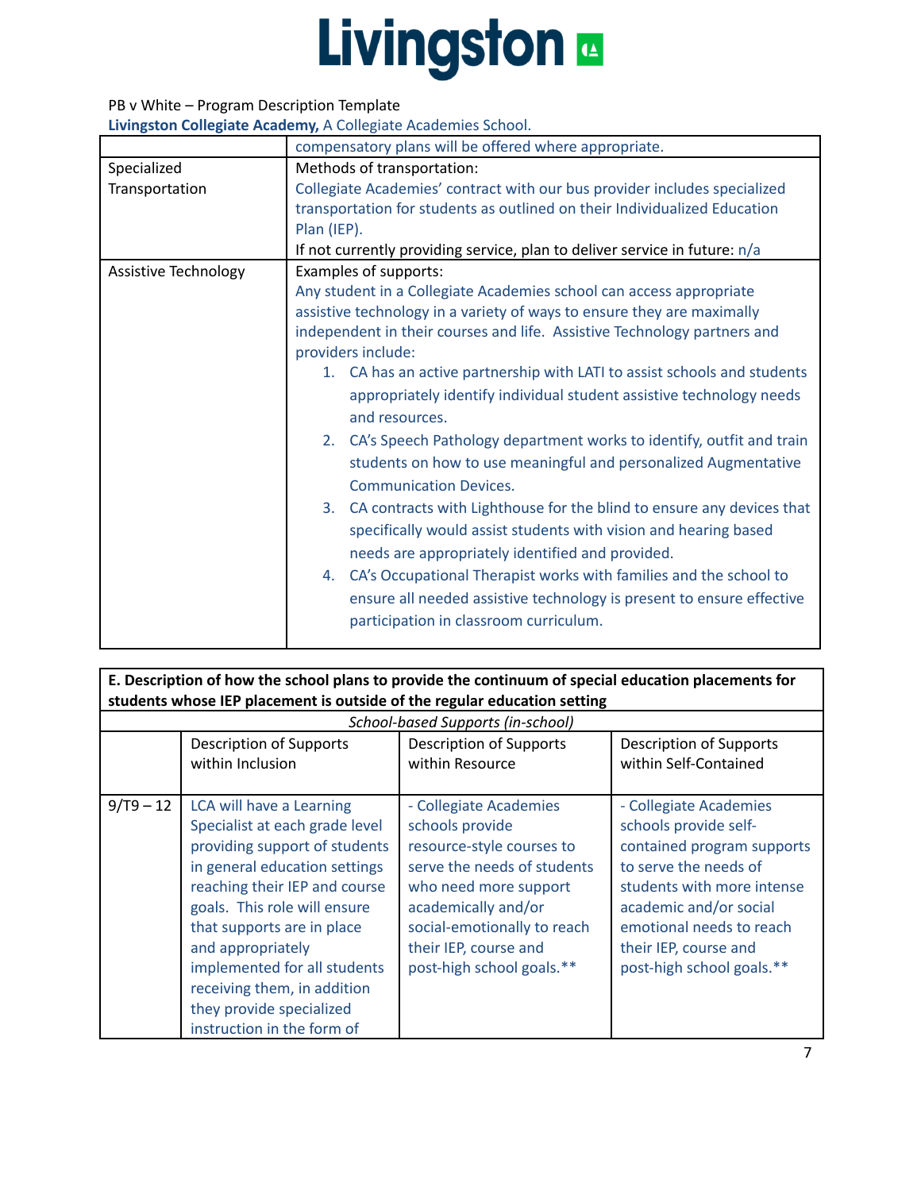PB v White – Program Description Template

**Livingston Collegiate Academy,** A Collegiate Academies School.

| | |
|---|---|
| | compensatory plans will be offered where appropriate. |
| Specialized Transportation | Methods of transportation:<br>Collegiate Academies' contract with our bus provider includes specialized transportation for students as outlined on their Individualized Education Plan (IEP).<br>If not currently providing service, plan to deliver service in future: n/a |
| Assistive Technology | Examples of supports:<br>Any student in a Collegiate Academies school can access appropriate assistive technology in a variety of ways to ensure they are maximally independent in their courses and life. Assistive Technology partners and providers include:<br>1. CA has an active partnership with LATI to assist schools and students appropriately identify individual student assistive technology needs and resources.<br>2. CA's Speech Pathology department works to identify, outfit and train students on how to use meaningful and personalized Augmentative Communication Devices.<br>3. CA contracts with Lighthouse for the blind to ensure any devices that specifically would assist students with vision and hearing based needs are appropriately identified and provided.<br>4. CA's Occupational Therapist works with families and the school to ensure all needed assistive technology is present to ensure effective participation in classroom curriculum. |

| **E. Description of how the school plans to provide the continuum of special education placements for students whose IEP placement is outside of the regular education setting** | | | |
|---|---|---|---|
| *School-based Supports (in-school)* | | | |
| | Description of Supports within Inclusion | Description of Supports within Resource | Description of Supports within Self-Contained |
| 9/T9 – 12 | LCA will have a Learning Specialist at each grade level providing support of students in general education settings reaching their IEP and course goals. This role will ensure that supports are in place and appropriately implemented for all students receiving them, in addition they provide specialized instruction in the form of | - Collegiate Academies schools provide resource-style courses to serve the needs of students who need more support academically and/or social-emotionally to reach their IEP, course and post-high school goals.** | - Collegiate Academies schools provide self-contained program supports to serve the needs of students with more intense academic and/or social emotional needs to reach their IEP, course and post-high school goals.** |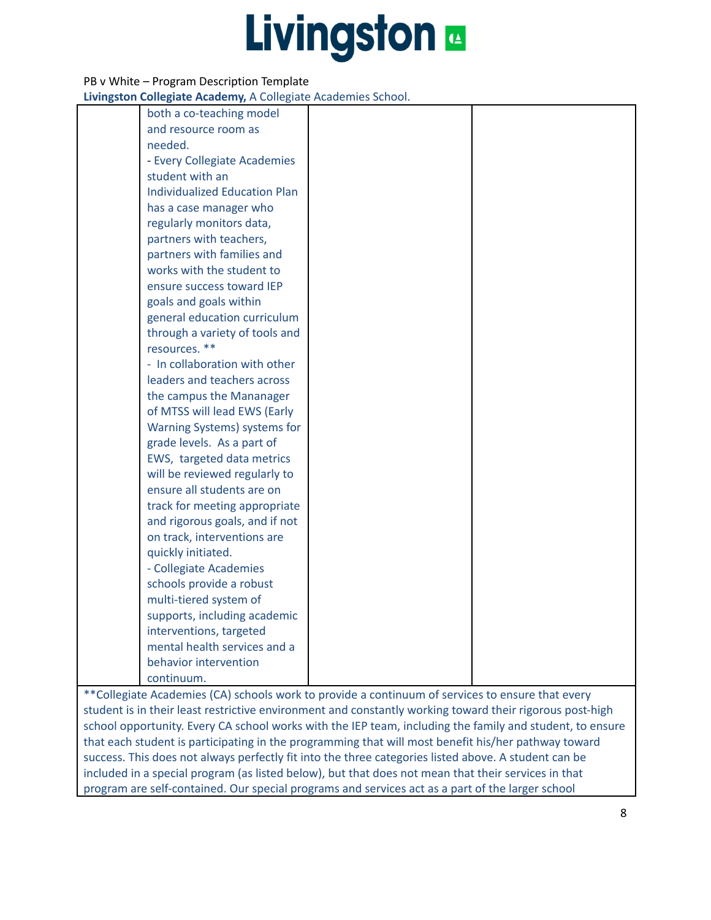PB v White – Program Description Template

**Livingston Collegiate Academy,** A Collegiate Academies School.

| | | | |
|---|---|---|---|
| | both a co-teaching model and resource room as needed.<br>- Every Collegiate Academies student with an Individualized Education Plan has a case manager who regularly monitors data, partners with teachers, partners with families and works with the student to ensure success toward IEP goals and goals within general education curriculum through a variety of tools and resources. **<br>- In collaboration with other leaders and teachers across the campus the Mananager of MTSS will lead EWS (Early Warning Systems) systems for grade levels. As a part of EWS, targeted data metrics will be reviewed regularly to ensure all students are on track for meeting appropriate and rigorous goals, and if not on track, interventions are quickly initiated.<br>- Collegiate Academies schools provide a robust multi-tiered system of supports, including academic interventions, targeted mental health services and a behavior intervention continuum. | | |

**Collegiate Academies (CA) schools work to provide a continuum of services to ensure that every student is in their least restrictive environment and constantly working toward their rigorous post-high school opportunity. Every CA school works with the IEP team, including the family and student, to ensure that each student is participating in the programming that will most benefit his/her pathway toward success. This does not always perfectly fit into the three categories listed above. A student can be included in a special program (as listed below), but that does not mean that their services in that program are self-contained. Our special programs and services act as a part of the larger school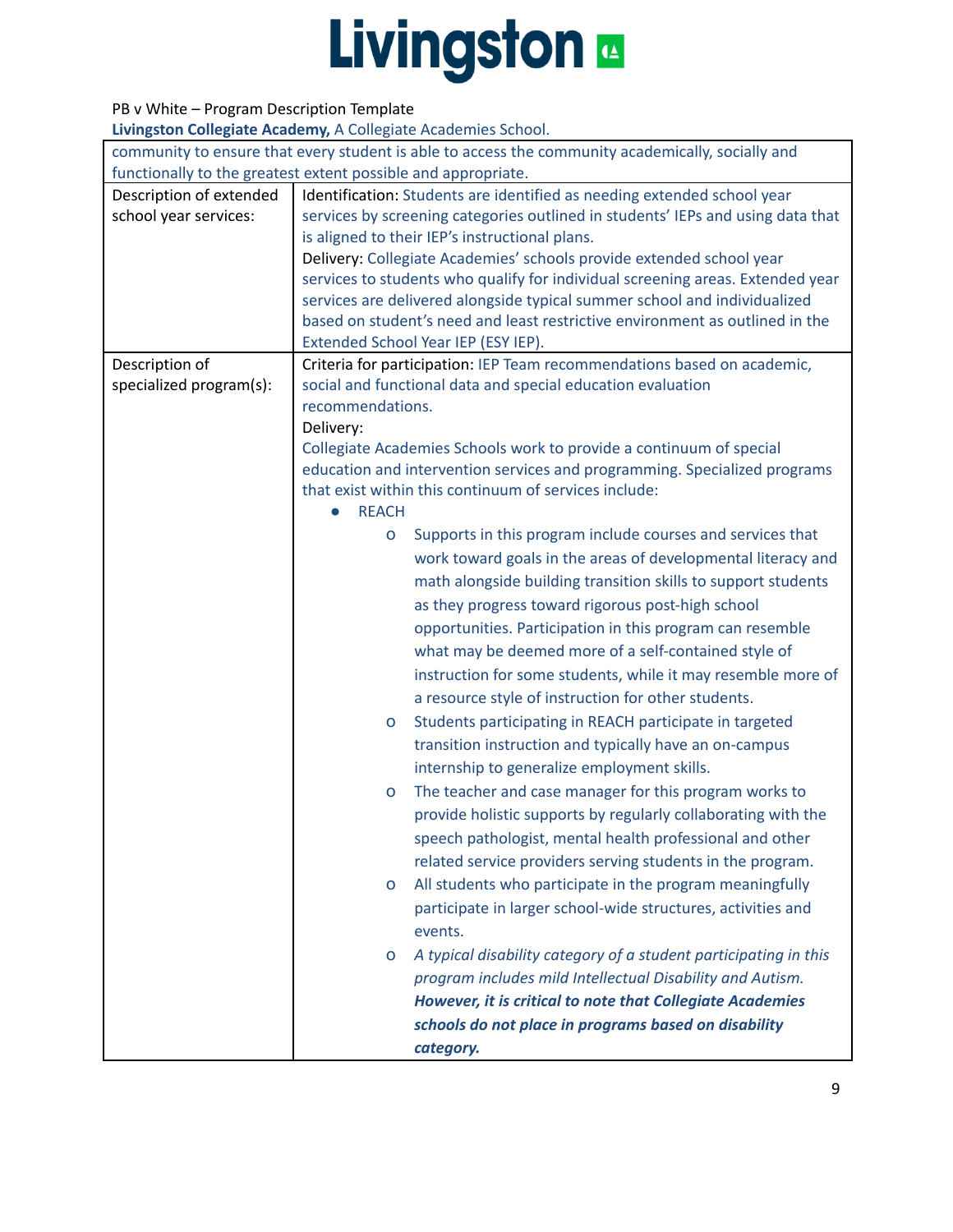PB v White – Program Description Template

**Livingston Collegiate Academy,** A Collegiate Academies School.

| | |
|---|---|
| community to ensure that every student is able to access the community academically, socially and functionally to the greatest extent possible and appropriate. | |
| Description of extended school year services: | Identification: Students are identified as needing extended school year services by screening categories outlined in students' IEPs and using data that is aligned to their IEP's instructional plans.<br>Delivery: Collegiate Academies' schools provide extended school year services to students who qualify for individual screening areas. Extended year services are delivered alongside typical summer school and individualized based on student's need and least restrictive environment as outlined in the Extended School Year IEP (ESY IEP). |
| Description of specialized program(s): | Criteria for participation: IEP Team recommendations based on academic, social and functional data and special education evaluation recommendations.<br>Delivery:<br>Collegiate Academies Schools work to provide a continuum of special education and intervention services and programming. Specialized programs that exist within this continuum of services include:<br>● REACH<br>o Supports in this program include courses and services that work toward goals in the areas of developmental literacy and math alongside building transition skills to support students as they progress toward rigorous post-high school opportunities. Participation in this program can resemble what may be deemed more of a self-contained style of instruction for some students, while it may resemble more of a resource style of instruction for other students.<br>o Students participating in REACH participate in targeted transition instruction and typically have an on-campus internship to generalize employment skills.<br>o The teacher and case manager for this program works to provide holistic supports by regularly collaborating with the speech pathologist, mental health professional and other related service providers serving students in the program.<br>o All students who participate in the program meaningfully participate in larger school-wide structures, activities and events.<br>o *A typical disability category of a student participating in this program includes mild Intellectual Disability and Autism.* ***However, it is critical to note that Collegiate Academies schools do not place in programs based on disability category.*** |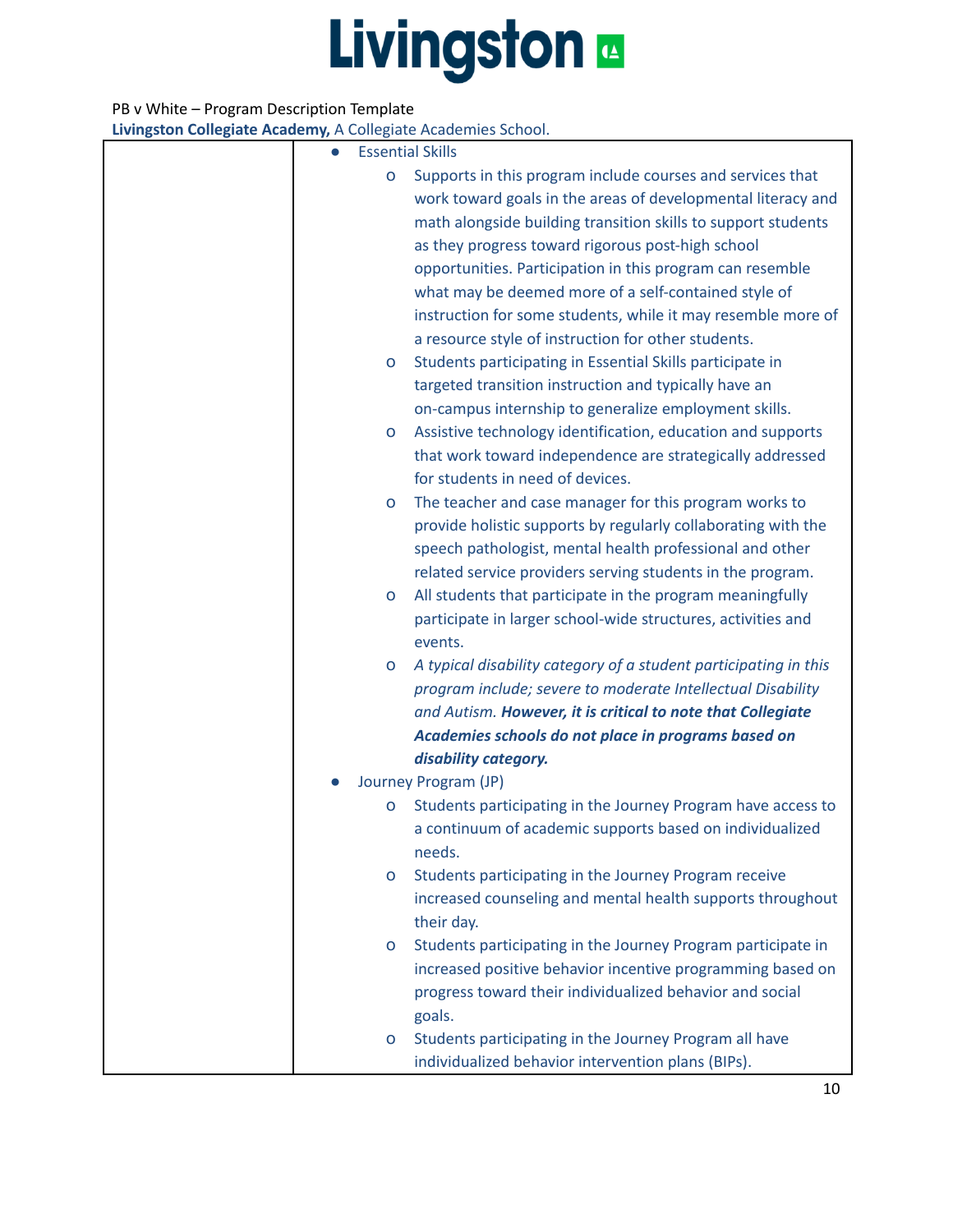PB v White – Program Description Template

**Livingston Collegiate Academy,** A Collegiate Academies School.

| | |
|---|---|
| | • Essential Skills<br>  o Supports in this program include courses and services that work toward goals in the areas of developmental literacy and math alongside building transition skills to support students as they progress toward rigorous post-high school opportunities. Participation in this program can resemble what may be deemed more of a self-contained style of instruction for some students, while it may resemble more of a resource style of instruction for other students.<br>  o Students participating in Essential Skills participate in targeted transition instruction and typically have an on-campus internship to generalize employment skills.<br>  o Assistive technology identification, education and supports that work toward independence are strategically addressed for students in need of devices.<br>  o The teacher and case manager for this program works to provide holistic supports by regularly collaborating with the speech pathologist, mental health professional and other related service providers serving students in the program.<br>  o All students that participate in the program meaningfully participate in larger school-wide structures, activities and events.<br>  o *A typical disability category of a student participating in this program include; severe to moderate Intellectual Disability and Autism.* ***However, it is critical to note that Collegiate Academies schools do not place in programs based on disability category.***<br>• Journey Program (JP)<br>  o Students participating in the Journey Program have access to a continuum of academic supports based on individualized needs.<br>  o Students participating in the Journey Program receive increased counseling and mental health supports throughout their day.<br>  o Students participating in the Journey Program participate in increased positive behavior incentive programming based on progress toward their individualized behavior and social goals.<br>  o Students participating in the Journey Program all have individualized behavior intervention plans (BIPs). |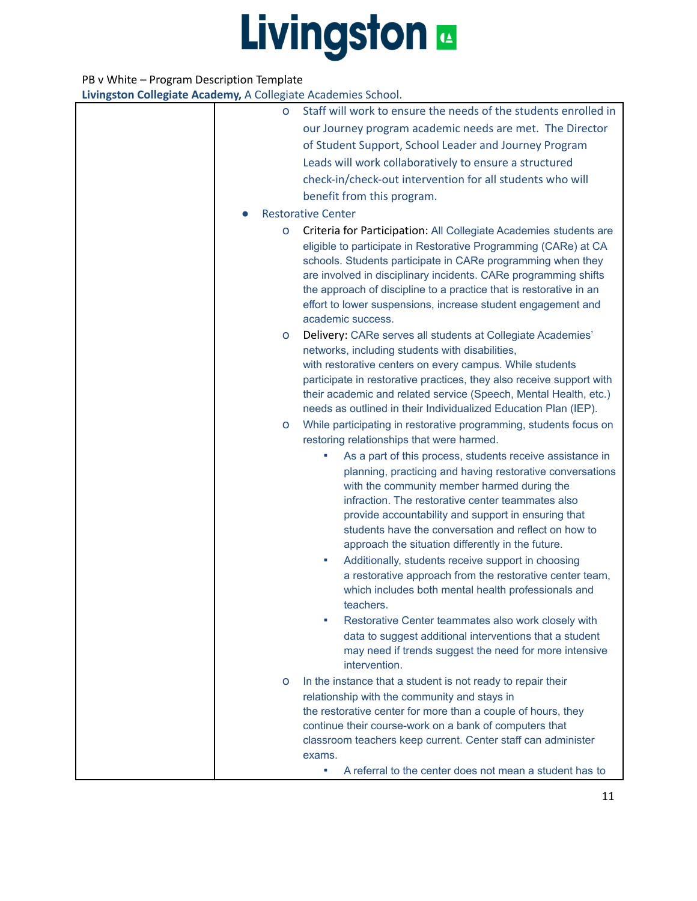PB v White – Program Description Template

**Livingston Collegiate Academy,** A Collegiate Academies School.

|  |  |
|---|---|
|  | <ul><li>Staff will work to ensure the needs of the students enrolled in our Journey program academic needs are met. The Director of Student Support, School Leader and Journey Program Leads will work collaboratively to ensure a structured check-in/check-out intervention for all students who will benefit from this program.</li></ul> • Restorative Center <ul><li>Criteria for Participation: All Collegiate Academies students are eligible to participate in Restorative Programming (CARe) at CA schools. Students participate in CARe programming when they are involved in disciplinary incidents. CARe programming shifts the approach of discipline to a practice that is restorative in an effort to lower suspensions, increase student engagement and academic success.</li><li>Delivery: CARe serves all students at Collegiate Academies' networks, including students with disabilities, with restorative centers on every campus. While students participate in restorative practices, they also receive support with their academic and related service (Speech, Mental Health, etc.) needs as outlined in their Individualized Education Plan (IEP).</li><li>While participating in restorative programming, students focus on restoring relationships that were harmed.<ul><li>As a part of this process, students receive assistance in planning, practicing and having restorative conversations with the community member harmed during the infraction. The restorative center teammates also provide accountability and support in ensuring that students have the conversation and reflect on how to approach the situation differently in the future.</li><li>Additionally, students receive support in choosing a restorative approach from the restorative center team, which includes both mental health professionals and teachers.</li><li>Restorative Center teammates also work closely with data to suggest additional interventions that a student may need if trends suggest the need for more intensive intervention.</li></ul></li><li>In the instance that a student is not ready to repair their relationship with the community and stays in the restorative center for more than a couple of hours, they continue their course-work on a bank of computers that classroom teachers keep current. Center staff can administer exams.<ul><li>A referral to the center does not mean a student has to</li></ul></li></ul> |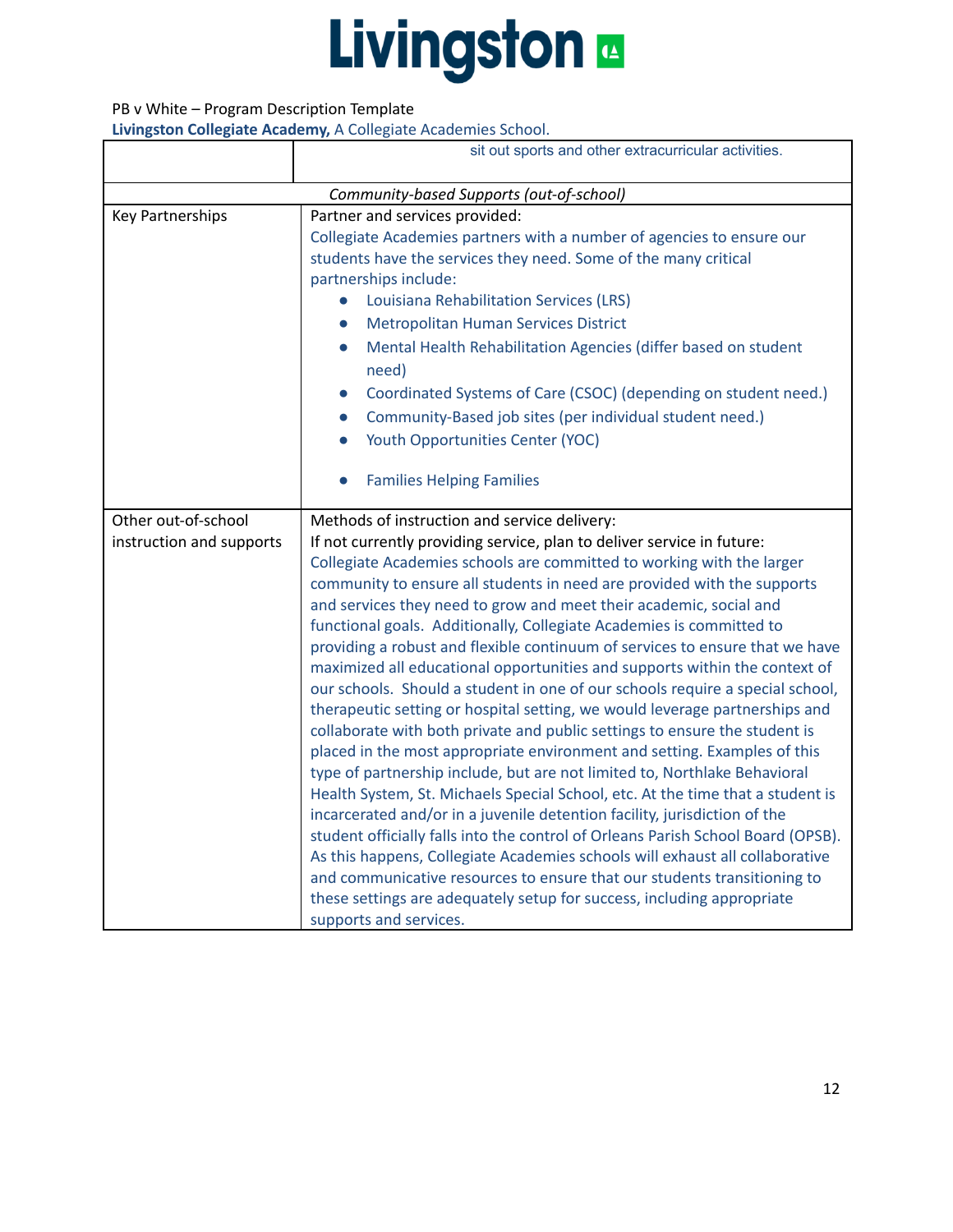PB v White – Program Description Template

**Livingston Collegiate Academy,** A Collegiate Academies School.

| | |
|---|---|
| | sit out sports and other extracurricular activities. |
| *Community-based Supports (out-of-school)* | |
| Key Partnerships | Partner and services provided:<br>Collegiate Academies partners with a number of agencies to ensure our students have the services they need. Some of the many critical partnerships include:<br>• Louisiana Rehabilitation Services (LRS)<br>• Metropolitan Human Services District<br>• Mental Health Rehabilitation Agencies (differ based on student need)<br>• Coordinated Systems of Care (CSOC) (depending on student need.)<br>• Community-Based job sites (per individual student need.)<br>• Youth Opportunities Center (YOC)<br>• Families Helping Families |
| Other out-of-school instruction and supports | Methods of instruction and service delivery:<br>If not currently providing service, plan to deliver service in future:<br>Collegiate Academies schools are committed to working with the larger community to ensure all students in need are provided with the supports and services they need to grow and meet their academic, social and functional goals. Additionally, Collegiate Academies is committed to providing a robust and flexible continuum of services to ensure that we have maximized all educational opportunities and supports within the context of our schools. Should a student in one of our schools require a special school, therapeutic setting or hospital setting, we would leverage partnerships and collaborate with both private and public settings to ensure the student is placed in the most appropriate environment and setting. Examples of this type of partnership include, but are not limited to, Northlake Behavioral Health System, St. Michaels Special School, etc. At the time that a student is incarcerated and/or in a juvenile detention facility, jurisdiction of the student officially falls into the control of Orleans Parish School Board (OPSB). As this happens, Collegiate Academies schools will exhaust all collaborative and communicative resources to ensure that our students transitioning to these settings are adequately setup for success, including appropriate supports and services. |